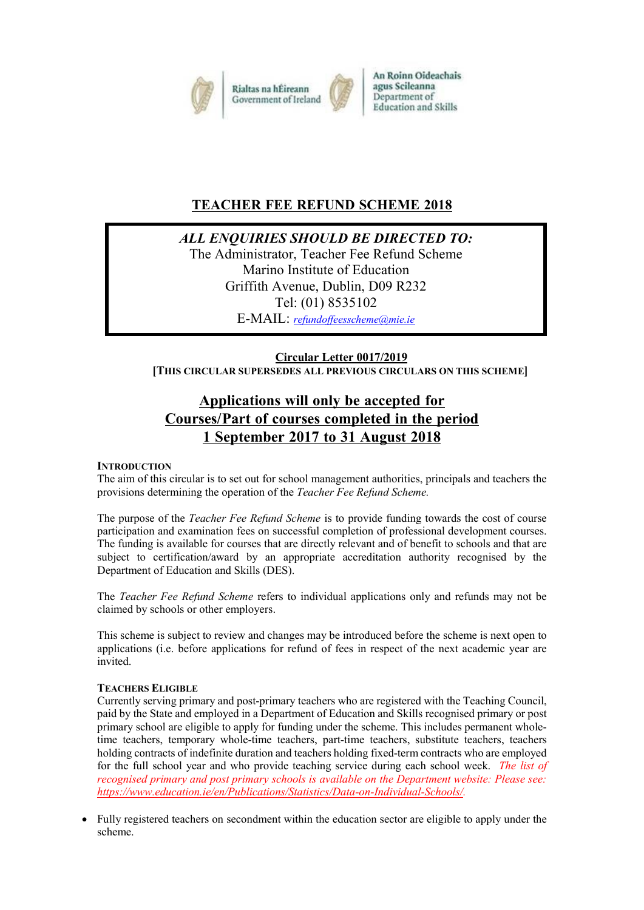Rialtas na hÉireann
Government of Ireland

An Roinn Oideachais agus Scileanna
Department of Education and Skills

# TEACHER FEE REFUND SCHEME 2018

***ALL ENQUIRIES SHOULD BE DIRECTED TO:***
The Administrator, Teacher Fee Refund Scheme
Marino Institute of Education
Griffith Avenue, Dublin, D09 R232
Tel: (01) 8535102
E-MAIL: *refundoffeesscheme@mie.ie*

**Circular Letter 0017/2019**
**[THIS CIRCULAR SUPERSEDES ALL PREVIOUS CIRCULARS ON THIS SCHEME]**

## Applications will only be accepted for Courses/Part of courses completed in the period 1 September 2017 to 31 August 2018

### INTRODUCTION

The aim of this circular is to set out for school management authorities, principals and teachers the provisions determining the operation of the *Teacher Fee Refund Scheme.*

The purpose of the *Teacher Fee Refund Scheme* is to provide funding towards the cost of course participation and examination fees on successful completion of professional development courses. The funding is available for courses that are directly relevant and of benefit to schools and that are subject to certification/award by an appropriate accreditation authority recognised by the Department of Education and Skills (DES).

The *Teacher Fee Refund Scheme* refers to individual applications only and refunds may not be claimed by schools or other employers.

This scheme is subject to review and changes may be introduced before the scheme is next open to applications (i.e. before applications for refund of fees in respect of the next academic year are invited.

### TEACHERS ELIGIBLE

Currently serving primary and post-primary teachers who are registered with the Teaching Council, paid by the State and employed in a Department of Education and Skills recognised primary or post primary school are eligible to apply for funding under the scheme. This includes permanent whole-time teachers, temporary whole-time teachers, part-time teachers, substitute teachers, teachers holding contracts of indefinite duration and teachers holding fixed-term contracts who are employed for the full school year and who provide teaching service during each school week. *The list of recognised primary and post primary schools is available on the Department website: Please see: https://www.education.ie/en/Publications/Statistics/Data-on-Individual-Schools/.*

- Fully registered teachers on secondment within the education sector are eligible to apply under the scheme.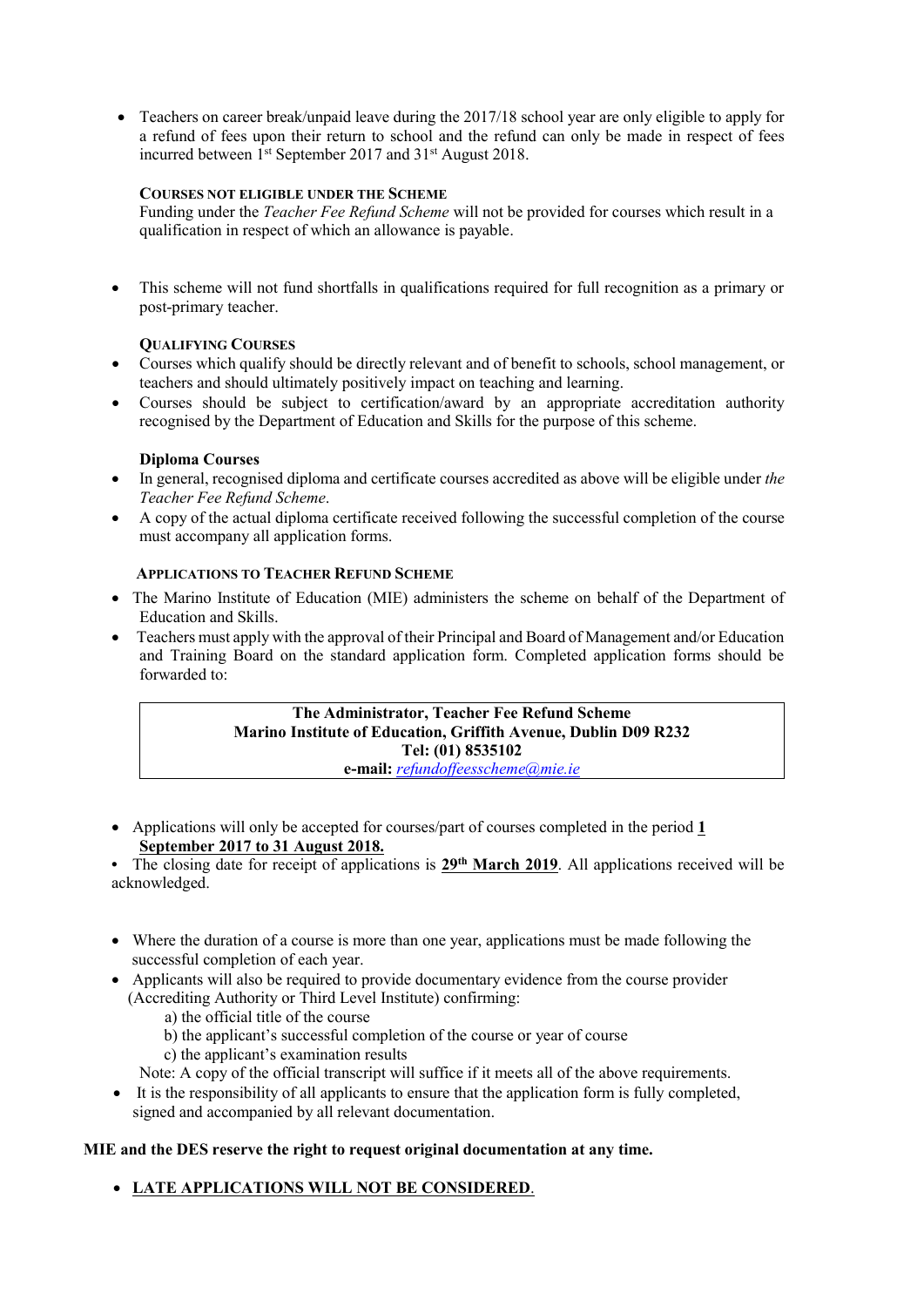- Teachers on career break/unpaid leave during the 2017/18 school year are only eligible to apply for a refund of fees upon their return to school and the refund can only be made in respect of fees incurred between 1st September 2017 and 31st August 2018.

**COURSES NOT ELIGIBLE UNDER THE SCHEME**

Funding under the *Teacher Fee Refund Scheme* will not be provided for courses which result in a qualification in respect of which an allowance is payable.

- This scheme will not fund shortfalls in qualifications required for full recognition as a primary or post-primary teacher.

**QUALIFYING COURSES**

- Courses which qualify should be directly relevant and of benefit to schools, school management, or teachers and should ultimately positively impact on teaching and learning.
- Courses should be subject to certification/award by an appropriate accreditation authority recognised by the Department of Education and Skills for the purpose of this scheme.

**Diploma Courses**

- In general, recognised diploma and certificate courses accredited as above will be eligible under *the Teacher Fee Refund Scheme*.
- A copy of the actual diploma certificate received following the successful completion of the course must accompany all application forms.

**APPLICATIONS TO TEACHER REFUND SCHEME**

- The Marino Institute of Education (MIE) administers the scheme on behalf of the Department of Education and Skills.
- Teachers must apply with the approval of their Principal and Board of Management and/or Education and Training Board on the standard application form. Completed application forms should be forwarded to:

> **The Administrator, Teacher Fee Refund Scheme**
> **Marino Institute of Education, Griffith Avenue, Dublin D09 R232**
> **Tel: (01) 8535102**
> **e-mail:** refundoffeesscheme@mie.ie

- Applications will only be accepted for courses/part of courses completed in the period **1 September 2017 to 31 August 2018.**
- The closing date for receipt of applications is **29th March 2019**. All applications received will be acknowledged.

- Where the duration of a course is more than one year, applications must be made following the successful completion of each year.
- Applicants will also be required to provide documentary evidence from the course provider (Accrediting Authority or Third Level Institute) confirming:
  a) the official title of the course
  b) the applicant's successful completion of the course or year of course
  c) the applicant's examination results

  Note: A copy of the official transcript will suffice if it meets all of the above requirements.
- It is the responsibility of all applicants to ensure that the application form is fully completed, signed and accompanied by all relevant documentation.

**MIE and the DES reserve the right to request original documentation at any time.**

- **LATE APPLICATIONS WILL NOT BE CONSIDERED**.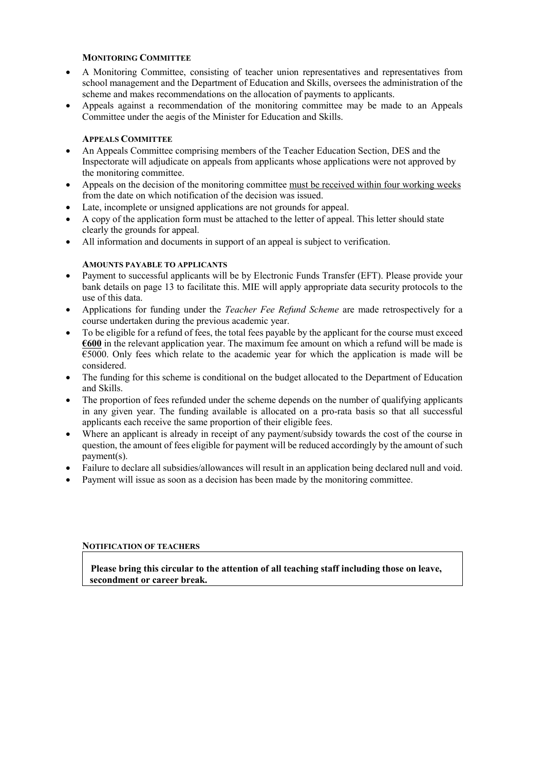### MONITORING COMMITTEE

- A Monitoring Committee, consisting of teacher union representatives and representatives from school management and the Department of Education and Skills, oversees the administration of the scheme and makes recommendations on the allocation of payments to applicants.
- Appeals against a recommendation of the monitoring committee may be made to an Appeals Committee under the aegis of the Minister for Education and Skills.

### APPEALS COMMITTEE

- An Appeals Committee comprising members of the Teacher Education Section, DES and the Inspectorate will adjudicate on appeals from applicants whose applications were not approved by the monitoring committee.
- Appeals on the decision of the monitoring committee <u>must be received within four working weeks</u> from the date on which notification of the decision was issued.
- Late, incomplete or unsigned applications are not grounds for appeal.
- A copy of the application form must be attached to the letter of appeal. This letter should state clearly the grounds for appeal.
- All information and documents in support of an appeal is subject to verification.

### AMOUNTS PAYABLE TO APPLICANTS

- Payment to successful applicants will be by Electronic Funds Transfer (EFT). Please provide your bank details on page 13 to facilitate this. MIE will apply appropriate data security protocols to the use of this data.
- Applications for funding under the *Teacher Fee Refund Scheme* are made retrospectively for a course undertaken during the previous academic year.
- To be eligible for a refund of fees, the total fees payable by the applicant for the course must exceed **<u>€600</u>** in the relevant application year. The maximum fee amount on which a refund will be made is €5000. Only fees which relate to the academic year for which the application is made will be considered.
- The funding for this scheme is conditional on the budget allocated to the Department of Education and Skills.
- The proportion of fees refunded under the scheme depends on the number of qualifying applicants in any given year. The funding available is allocated on a pro-rata basis so that all successful applicants each receive the same proportion of their eligible fees.
- Where an applicant is already in receipt of any payment/subsidy towards the cost of the course in question, the amount of fees eligible for payment will be reduced accordingly by the amount of such payment(s).
- Failure to declare all subsidies/allowances will result in an application being declared null and void.
- Payment will issue as soon as a decision has been made by the monitoring committee.

### NOTIFICATION OF TEACHERS

**Please bring this circular to the attention of all teaching staff including those on leave, secondment or career break.**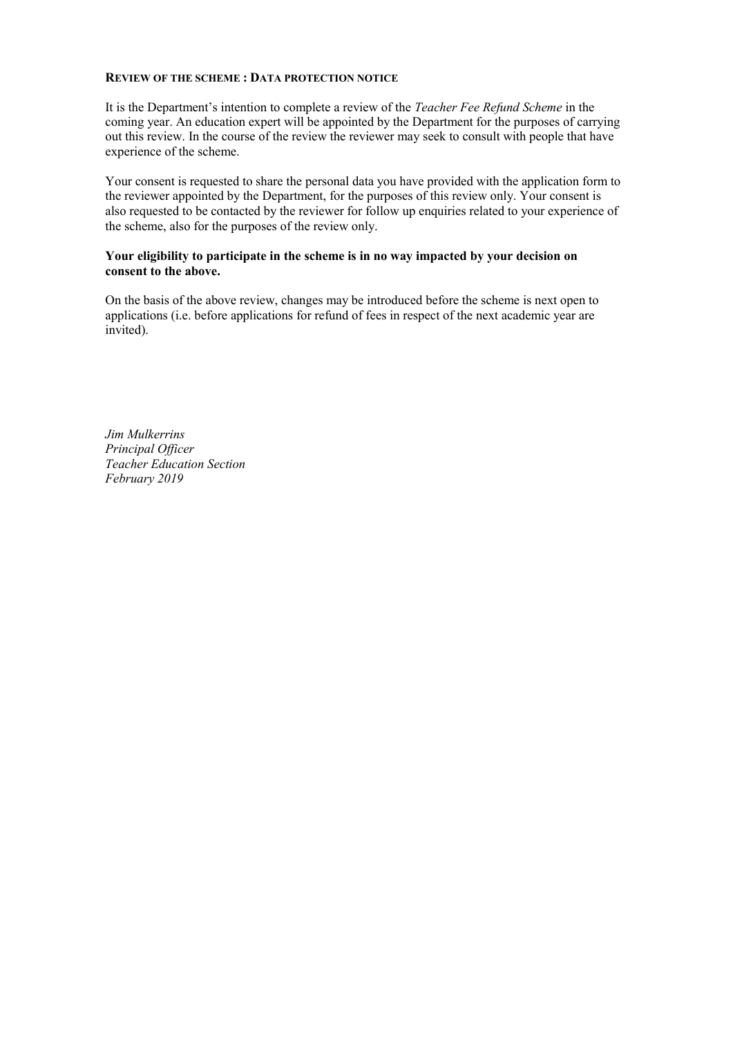## **REVIEW OF THE SCHEME : DATA PROTECTION NOTICE**

It is the Department's intention to complete a review of the *Teacher Fee Refund Scheme* in the coming year. An education expert will be appointed by the Department for the purposes of carrying out this review. In the course of the review the reviewer may seek to consult with people that have experience of the scheme.

Your consent is requested to share the personal data you have provided with the application form to the reviewer appointed by the Department, for the purposes of this review only. Your consent is also requested to be contacted by the reviewer for follow up enquiries related to your experience of the scheme, also for the purposes of the review only.

**Your eligibility to participate in the scheme is in no way impacted by your decision on consent to the above.**

On the basis of the above review, changes may be introduced before the scheme is next open to applications (i.e. before applications for refund of fees in respect of the next academic year are invited).

*Jim Mulkerrins*
*Principal Officer*
*Teacher Education Section*
*February 2019*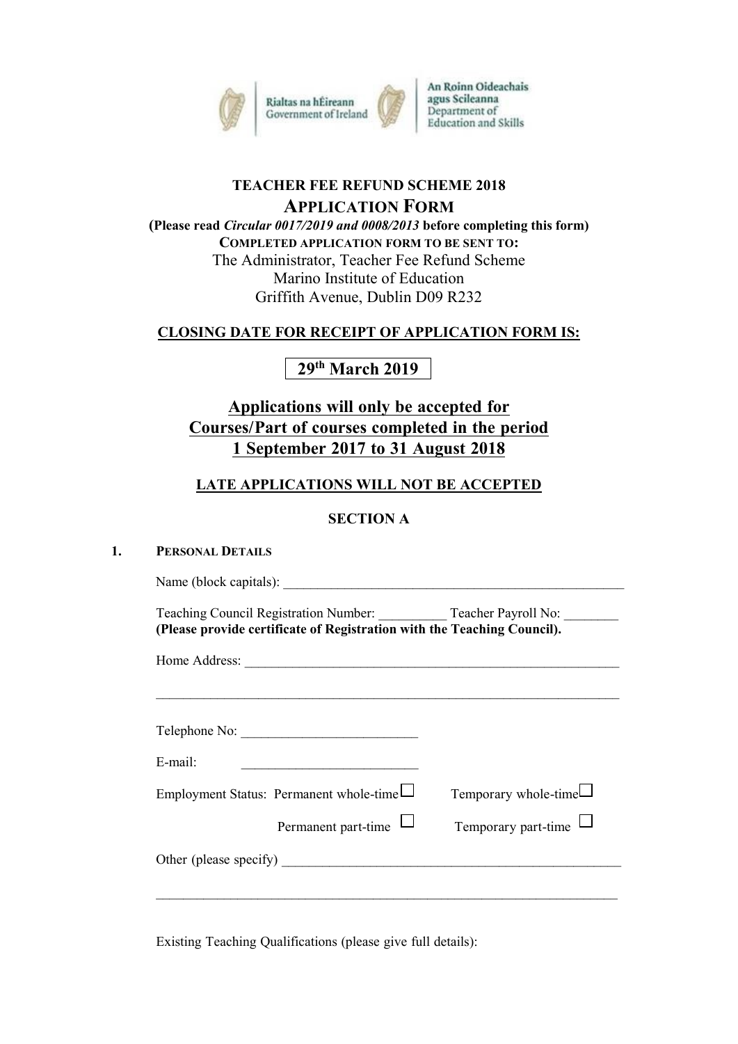Rialtas na hÉireann
Government of Ireland

An Roinn Oideachais agus Scileanna
Department of Education and Skills

**TEACHER FEE REFUND SCHEME 2018**

## APPLICATION FORM

**(Please read *Circular 0017/2019 and 0008/2013* before completing this form)**

**COMPLETED APPLICATION FORM TO BE SENT TO:**

The Administrator, Teacher Fee Refund Scheme
Marino Institute of Education
Griffith Avenue, Dublin D09 R232

**CLOSING DATE FOR RECEIPT OF APPLICATION FORM IS:**

**29th March 2019**

**Applications will only be accepted for Courses/Part of courses completed in the period 1 September 2017 to 31 August 2018**

**LATE APPLICATIONS WILL NOT BE ACCEPTED**

### SECTION A

**1. PERSONAL DETAILS**

Name (block capitals): ____________________________________________________

Teaching Council Registration Number: __________ Teacher Payroll No: ________
**(Please provide certificate of Registration with the Teaching Council).**

Home Address: _________________________________________________________

_______________________________________________________________________

Telephone No: __________________________

E-mail: __________________________

Employment Status: Permanent whole-time ☐ Temporary whole-time ☐

Permanent part-time ☐ Temporary part-time ☐

Other (please specify) ___________________________________________________

_______________________________________________________________________

Existing Teaching Qualifications (please give full details):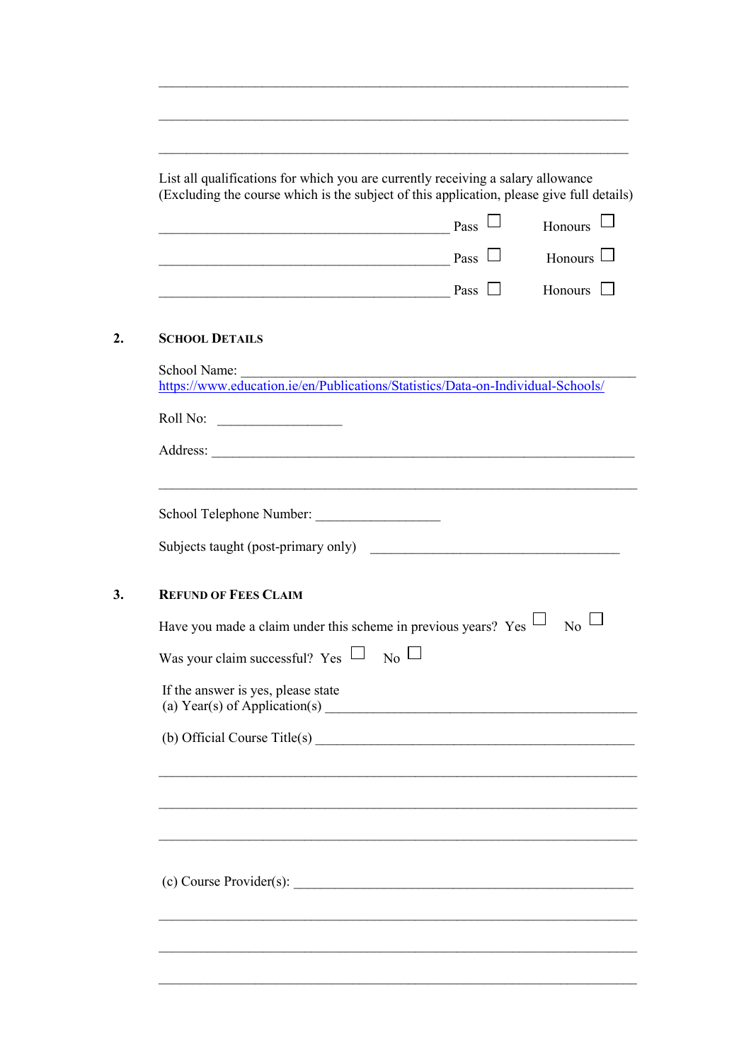\_\_\_\_\_\_\_\_\_\_\_\_\_\_\_\_\_\_\_\_\_\_\_\_\_\_\_\_\_\_\_\_\_\_\_\_\_\_\_\_\_\_\_\_\_\_\_\_\_\_\_\_\_\_\_\_\_\_\_\_\_\_

\_\_\_\_\_\_\_\_\_\_\_\_\_\_\_\_\_\_\_\_\_\_\_\_\_\_\_\_\_\_\_\_\_\_\_\_\_\_\_\_\_\_\_\_\_\_\_\_\_\_\_\_\_\_\_\_\_\_\_\_\_\_

\_\_\_\_\_\_\_\_\_\_\_\_\_\_\_\_\_\_\_\_\_\_\_\_\_\_\_\_\_\_\_\_\_\_\_\_\_\_\_\_\_\_\_\_\_\_\_\_\_\_\_\_\_\_\_\_\_\_\_\_\_\_

List all qualifications for which you are currently receiving a salary allowance (Excluding the course which is the subject of this application, please give full details)

\_\_\_\_\_\_\_\_\_\_\_\_\_\_\_\_\_\_\_\_\_\_\_\_\_\_\_\_\_\_\_\_\_\_\_\_\_\_\_\_ Pass ☐ Honours ☐

\_\_\_\_\_\_\_\_\_\_\_\_\_\_\_\_\_\_\_\_\_\_\_\_\_\_\_\_\_\_\_\_\_\_\_\_\_\_\_\_ Pass ☐ Honours ☐

\_\_\_\_\_\_\_\_\_\_\_\_\_\_\_\_\_\_\_\_\_\_\_\_\_\_\_\_\_\_\_\_\_\_\_\_\_\_\_\_ Pass ☐ Honours ☐

## 2. SCHOOL DETAILS

School Name: \_\_\_\_\_\_\_\_\_\_\_\_\_\_\_\_\_\_\_\_\_\_\_\_\_\_\_\_\_\_\_\_\_\_\_\_\_\_\_\_\_\_\_\_\_\_\_\_\_\_\_
https://www.education.ie/en/Publications/Statistics/Data-on-Individual-Schools/

Roll No: \_\_\_\_\_\_\_\_\_\_\_\_\_\_\_\_\_\_

Address: \_\_\_\_\_\_\_\_\_\_\_\_\_\_\_\_\_\_\_\_\_\_\_\_\_\_\_\_\_\_\_\_\_\_\_\_\_\_\_\_\_\_\_\_\_\_\_\_\_\_\_\_\_\_\_\_

\_\_\_\_\_\_\_\_\_\_\_\_\_\_\_\_\_\_\_\_\_\_\_\_\_\_\_\_\_\_\_\_\_\_\_\_\_\_\_\_\_\_\_\_\_\_\_\_\_\_\_\_\_\_\_\_\_\_\_\_\_\_

School Telephone Number: \_\_\_\_\_\_\_\_\_\_\_\_\_\_\_\_\_\_

Subjects taught (post-primary only) \_\_\_\_\_\_\_\_\_\_\_\_\_\_\_\_\_\_\_\_\_\_\_\_\_\_\_\_\_\_\_\_\_\_\_\_

## 3. REFUND OF FEES CLAIM

Have you made a claim under this scheme in previous years? Yes ☐ No ☐

Was your claim successful? Yes ☐ No ☐

If the answer is yes, please state
(a) Year(s) of Application(s) \_\_\_\_\_\_\_\_\_\_\_\_\_\_\_\_\_\_\_\_\_\_\_\_\_\_\_\_\_\_\_\_\_\_\_\_\_\_\_\_\_\_\_\_

(b) Official Course Title(s) \_\_\_\_\_\_\_\_\_\_\_\_\_\_\_\_\_\_\_\_\_\_\_\_\_\_\_\_\_\_\_\_\_\_\_\_\_\_\_\_\_\_\_\_\_

\_\_\_\_\_\_\_\_\_\_\_\_\_\_\_\_\_\_\_\_\_\_\_\_\_\_\_\_\_\_\_\_\_\_\_\_\_\_\_\_\_\_\_\_\_\_\_\_\_\_\_\_\_\_\_\_\_\_\_\_\_\_

\_\_\_\_\_\_\_\_\_\_\_\_\_\_\_\_\_\_\_\_\_\_\_\_\_\_\_\_\_\_\_\_\_\_\_\_\_\_\_\_\_\_\_\_\_\_\_\_\_\_\_\_\_\_\_\_\_\_\_\_\_\_

\_\_\_\_\_\_\_\_\_\_\_\_\_\_\_\_\_\_\_\_\_\_\_\_\_\_\_\_\_\_\_\_\_\_\_\_\_\_\_\_\_\_\_\_\_\_\_\_\_\_\_\_\_\_\_\_\_\_\_\_\_\_

(c) Course Provider(s): \_\_\_\_\_\_\_\_\_\_\_\_\_\_\_\_\_\_\_\_\_\_\_\_\_\_\_\_\_\_\_\_\_\_\_\_\_\_\_\_\_\_\_\_\_\_\_\_

\_\_\_\_\_\_\_\_\_\_\_\_\_\_\_\_\_\_\_\_\_\_\_\_\_\_\_\_\_\_\_\_\_\_\_\_\_\_\_\_\_\_\_\_\_\_\_\_\_\_\_\_\_\_\_\_\_\_\_\_\_\_

\_\_\_\_\_\_\_\_\_\_\_\_\_\_\_\_\_\_\_\_\_\_\_\_\_\_\_\_\_\_\_\_\_\_\_\_\_\_\_\_\_\_\_\_\_\_\_\_\_\_\_\_\_\_\_\_\_\_\_\_\_\_

\_\_\_\_\_\_\_\_\_\_\_\_\_\_\_\_\_\_\_\_\_\_\_\_\_\_\_\_\_\_\_\_\_\_\_\_\_\_\_\_\_\_\_\_\_\_\_\_\_\_\_\_\_\_\_\_\_\_\_\_\_\_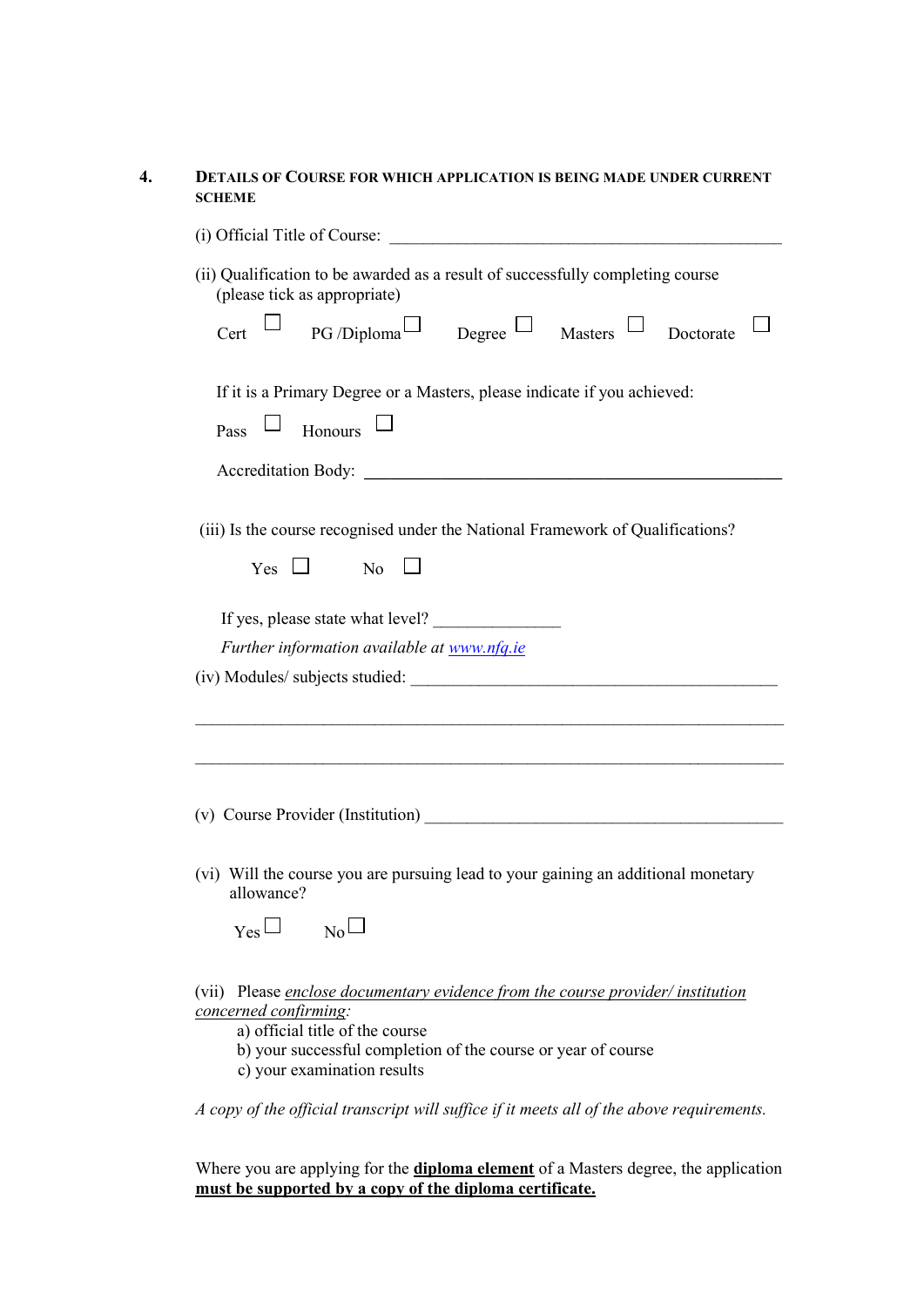## 4. DETAILS OF COURSE FOR WHICH APPLICATION IS BEING MADE UNDER CURRENT SCHEME

(i) Official Title of Course: ______________________________________________

(ii) Qualification to be awarded as a result of successfully completing course (please tick as appropriate)

Cert ☐ PG /Diploma ☐ Degree ☐ Masters ☐ Doctorate ☐

If it is a Primary Degree or a Masters, please indicate if you achieved:

Pass ☐ Honours ☐

Accreditation Body: ______________________________________________

(iii) Is the course recognised under the National Framework of Qualifications?

Yes ☐ No ☐

If yes, please state what level? _______________

*Further information available at [www.nfq.ie](http://www.nfq.ie)*

(iv) Modules/ subjects studied: ______________________________________________

_________________________________________________________________________

_________________________________________________________________________

(v) Course Provider (Institution) ______________________________________________

(vi) Will the course you are pursuing lead to your gaining an additional monetary allowance?

Yes ☐ No ☐

(vii) Please *enclose documentary evidence from the course provider/ institution concerned confirming*:

a) official title of the course
b) your successful completion of the course or year of course
c) your examination results

*A copy of the official transcript will suffice if it meets all of the above requirements.*

Where you are applying for the **diploma element** of a Masters degree, the application **must be supported by a copy of the diploma certificate.**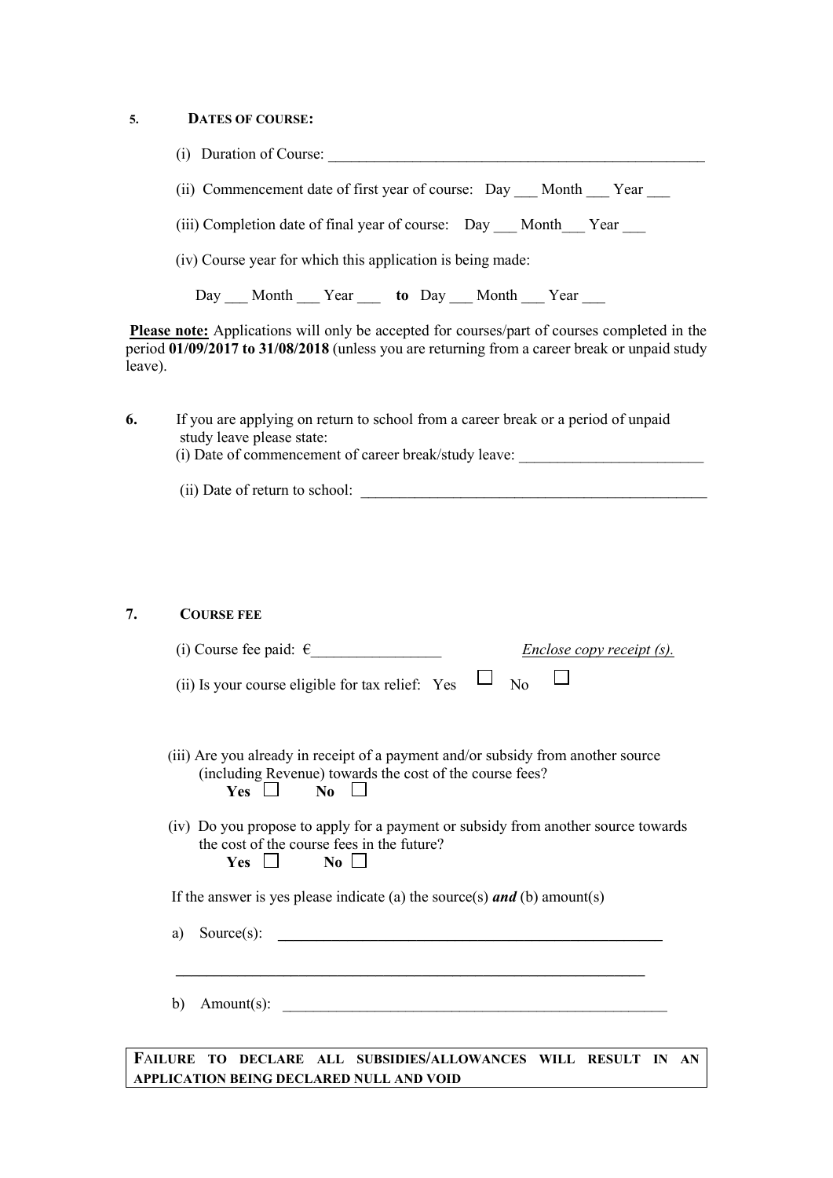5. **DATES OF COURSE:**

(i) Duration of Course: ___________________________________________________

(ii) Commencement date of first year of course: Day ___ Month ___ Year ___

(iii) Completion date of final year of course: Day ___ Month___ Year ___

(iv) Course year for which this application is being made:

Day ___ Month ___ Year ___ **to** Day ___ Month ___ Year ___

**Please note:** Applications will only be accepted for courses/part of courses completed in the period **01/09/2017 to 31/08/2018** (unless you are returning from a career break or unpaid study leave).

6. If you are applying on return to school from a career break or a period of unpaid study leave please state:

(i) Date of commencement of career break/study leave: ________________________

(ii) Date of return to school: _______________________________________________

7. **COURSE FEE**

(i) Course fee paid: €_________________ *Enclose copy receipt (s).*

(ii) Is your course eligible for tax relief: Yes ☐ No ☐

(iii) Are you already in receipt of a payment and/or subsidy from another source (including Revenue) towards the cost of the course fees?
**Yes** ☐ **No** ☐

(iv) Do you propose to apply for a payment or subsidy from another source towards the cost of the course fees in the future?
**Yes** ☐ **No** ☐

If the answer is yes please indicate (a) the source(s) ***and*** (b) amount(s)

a) Source(s): ____________________________________________________

_________________________________________________________________

b) Amount(s): ____________________________________________________

**FAILURE TO DECLARE ALL SUBSIDIES/ALLOWANCES WILL RESULT IN AN APPLICATION BEING DECLARED NULL AND VOID**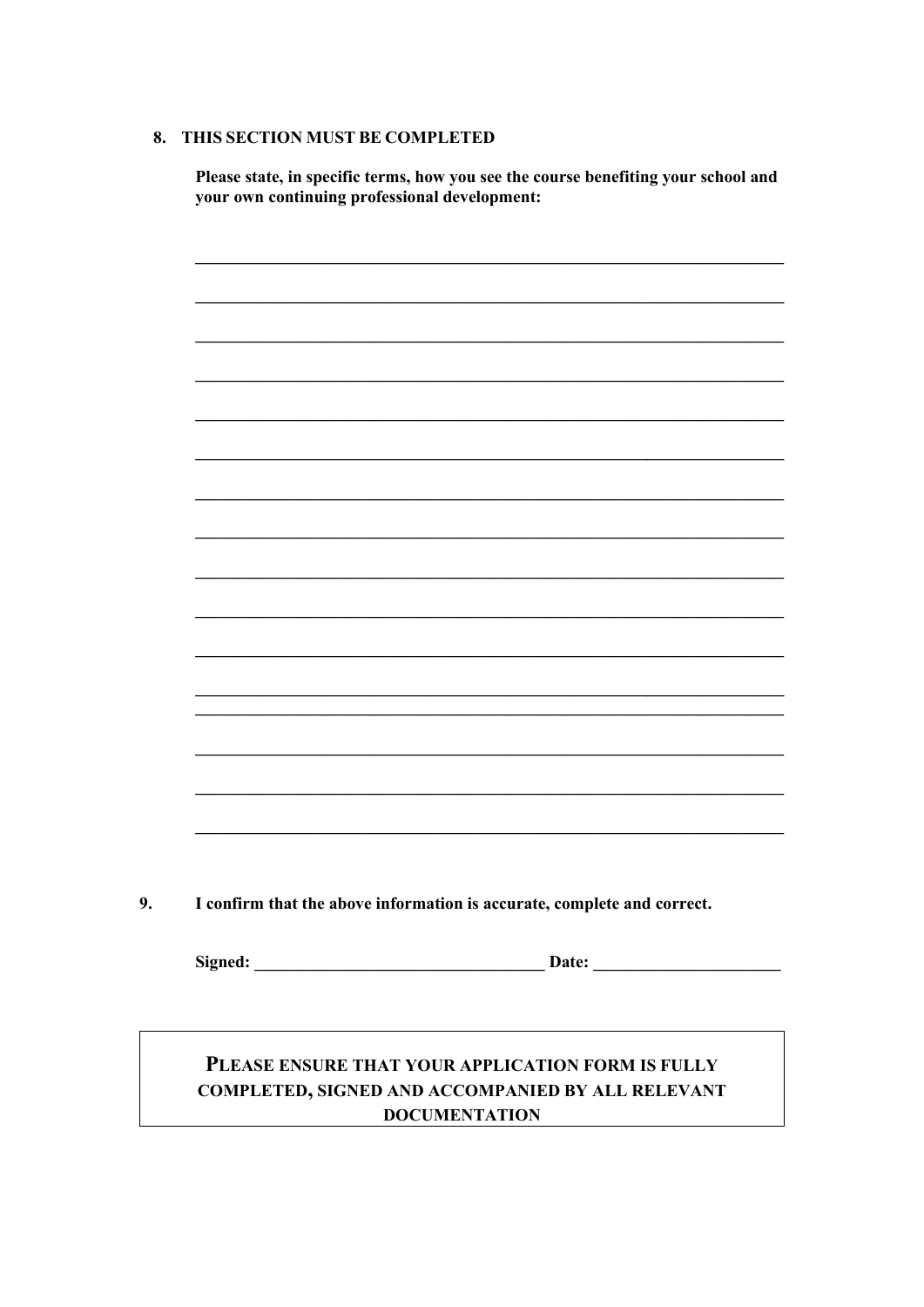**8. THIS SECTION MUST BE COMPLETED**

**Please state, in specific terms, how you see the course benefiting your school and your own continuing professional development:**

\_\_\_\_\_\_\_\_\_\_\_\_\_\_\_\_\_\_\_\_\_\_\_\_\_\_\_\_\_\_\_\_\_\_\_\_\_\_\_\_\_\_\_\_\_\_\_\_\_\_\_\_\_\_\_\_\_\_\_\_\_\_\_\_\_\_

\_\_\_\_\_\_\_\_\_\_\_\_\_\_\_\_\_\_\_\_\_\_\_\_\_\_\_\_\_\_\_\_\_\_\_\_\_\_\_\_\_\_\_\_\_\_\_\_\_\_\_\_\_\_\_\_\_\_\_\_\_\_\_\_\_\_

\_\_\_\_\_\_\_\_\_\_\_\_\_\_\_\_\_\_\_\_\_\_\_\_\_\_\_\_\_\_\_\_\_\_\_\_\_\_\_\_\_\_\_\_\_\_\_\_\_\_\_\_\_\_\_\_\_\_\_\_\_\_\_\_\_\_

\_\_\_\_\_\_\_\_\_\_\_\_\_\_\_\_\_\_\_\_\_\_\_\_\_\_\_\_\_\_\_\_\_\_\_\_\_\_\_\_\_\_\_\_\_\_\_\_\_\_\_\_\_\_\_\_\_\_\_\_\_\_\_\_\_\_

\_\_\_\_\_\_\_\_\_\_\_\_\_\_\_\_\_\_\_\_\_\_\_\_\_\_\_\_\_\_\_\_\_\_\_\_\_\_\_\_\_\_\_\_\_\_\_\_\_\_\_\_\_\_\_\_\_\_\_\_\_\_\_\_\_\_

\_\_\_\_\_\_\_\_\_\_\_\_\_\_\_\_\_\_\_\_\_\_\_\_\_\_\_\_\_\_\_\_\_\_\_\_\_\_\_\_\_\_\_\_\_\_\_\_\_\_\_\_\_\_\_\_\_\_\_\_\_\_\_\_\_\_

\_\_\_\_\_\_\_\_\_\_\_\_\_\_\_\_\_\_\_\_\_\_\_\_\_\_\_\_\_\_\_\_\_\_\_\_\_\_\_\_\_\_\_\_\_\_\_\_\_\_\_\_\_\_\_\_\_\_\_\_\_\_\_\_\_\_

\_\_\_\_\_\_\_\_\_\_\_\_\_\_\_\_\_\_\_\_\_\_\_\_\_\_\_\_\_\_\_\_\_\_\_\_\_\_\_\_\_\_\_\_\_\_\_\_\_\_\_\_\_\_\_\_\_\_\_\_\_\_\_\_\_\_

\_\_\_\_\_\_\_\_\_\_\_\_\_\_\_\_\_\_\_\_\_\_\_\_\_\_\_\_\_\_\_\_\_\_\_\_\_\_\_\_\_\_\_\_\_\_\_\_\_\_\_\_\_\_\_\_\_\_\_\_\_\_\_\_\_\_

\_\_\_\_\_\_\_\_\_\_\_\_\_\_\_\_\_\_\_\_\_\_\_\_\_\_\_\_\_\_\_\_\_\_\_\_\_\_\_\_\_\_\_\_\_\_\_\_\_\_\_\_\_\_\_\_\_\_\_\_\_\_\_\_\_\_

\_\_\_\_\_\_\_\_\_\_\_\_\_\_\_\_\_\_\_\_\_\_\_\_\_\_\_\_\_\_\_\_\_\_\_\_\_\_\_\_\_\_\_\_\_\_\_\_\_\_\_\_\_\_\_\_\_\_\_\_\_\_\_\_\_\_

\_\_\_\_\_\_\_\_\_\_\_\_\_\_\_\_\_\_\_\_\_\_\_\_\_\_\_\_\_\_\_\_\_\_\_\_\_\_\_\_\_\_\_\_\_\_\_\_\_\_\_\_\_\_\_\_\_\_\_\_\_\_\_\_\_\_

\_\_\_\_\_\_\_\_\_\_\_\_\_\_\_\_\_\_\_\_\_\_\_\_\_\_\_\_\_\_\_\_\_\_\_\_\_\_\_\_\_\_\_\_\_\_\_\_\_\_\_\_\_\_\_\_\_\_\_\_\_\_\_\_\_\_

\_\_\_\_\_\_\_\_\_\_\_\_\_\_\_\_\_\_\_\_\_\_\_\_\_\_\_\_\_\_\_\_\_\_\_\_\_\_\_\_\_\_\_\_\_\_\_\_\_\_\_\_\_\_\_\_\_\_\_\_\_\_\_\_\_\_

\_\_\_\_\_\_\_\_\_\_\_\_\_\_\_\_\_\_\_\_\_\_\_\_\_\_\_\_\_\_\_\_\_\_\_\_\_\_\_\_\_\_\_\_\_\_\_\_\_\_\_\_\_\_\_\_\_\_\_\_\_\_\_\_\_\_

\_\_\_\_\_\_\_\_\_\_\_\_\_\_\_\_\_\_\_\_\_\_\_\_\_\_\_\_\_\_\_\_\_\_\_\_\_\_\_\_\_\_\_\_\_\_\_\_\_\_\_\_\_\_\_\_\_\_\_\_\_\_\_\_\_\_

**9. I confirm that the above information is accurate, complete and correct.**

**Signed:** \_\_\_\_\_\_\_\_\_\_\_\_\_\_\_\_\_\_\_\_\_\_\_\_\_\_\_\_\_\_\_\_\_\_ **Date:** \_\_\_\_\_\_\_\_\_\_\_\_\_\_\_\_\_\_\_\_\_\_

**PLEASE ENSURE THAT YOUR APPLICATION FORM IS FULLY COMPLETED, SIGNED AND ACCOMPANIED BY ALL RELEVANT DOCUMENTATION**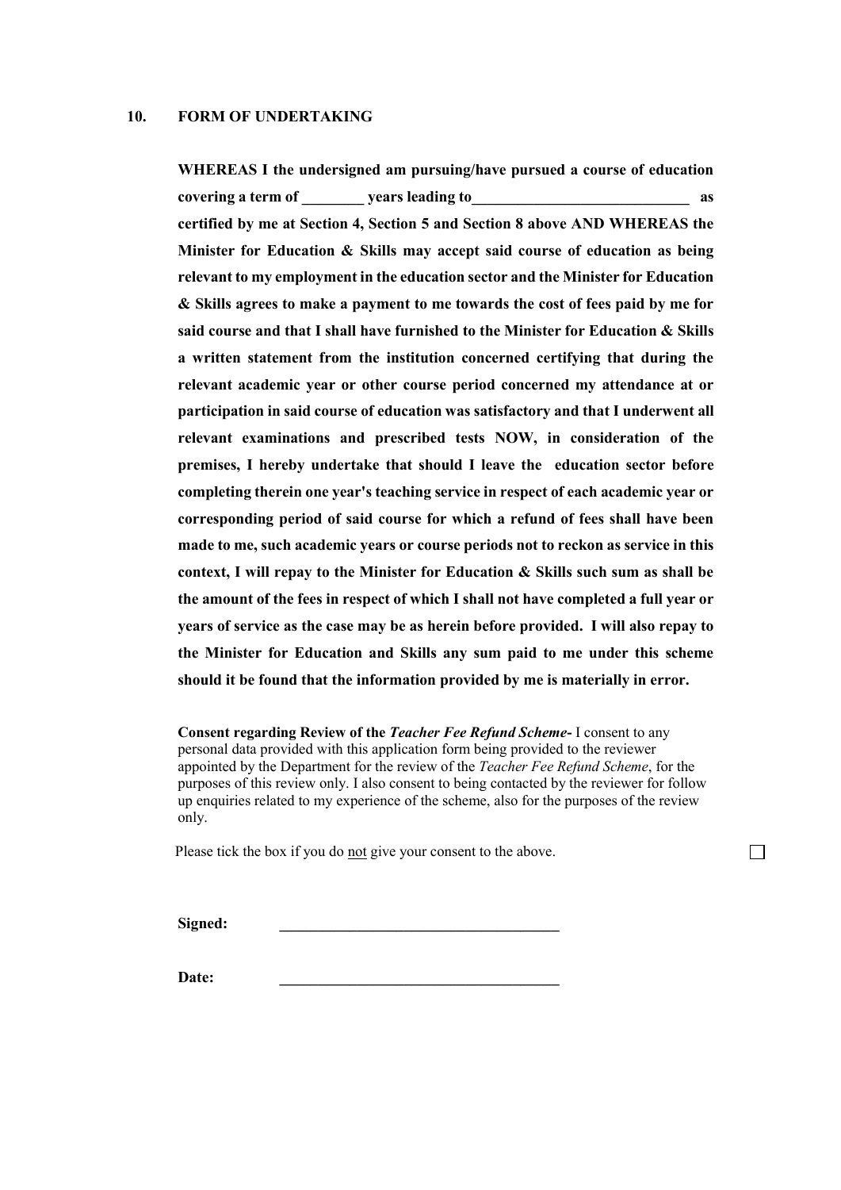## 10. FORM OF UNDERTAKING

**WHEREAS I the undersigned am pursuing/have pursued a course of education covering a term of ________ years leading to____________________________ as certified by me at Section 4, Section 5 and Section 8 above AND WHEREAS the Minister for Education & Skills may accept said course of education as being relevant to my employment in the education sector and the Minister for Education & Skills agrees to make a payment to me towards the cost of fees paid by me for said course and that I shall have furnished to the Minister for Education & Skills a written statement from the institution concerned certifying that during the relevant academic year or other course period concerned my attendance at or participation in said course of education was satisfactory and that I underwent all relevant examinations and prescribed tests NOW, in consideration of the premises, I hereby undertake that should I leave the education sector before completing therein one year's teaching service in respect of each academic year or corresponding period of said course for which a refund of fees shall have been made to me, such academic years or course periods not to reckon as service in this context, I will repay to the Minister for Education & Skills such sum as shall be the amount of the fees in respect of which I shall not have completed a full year or years of service as the case may be as herein before provided. I will also repay to the Minister for Education and Skills any sum paid to me under this scheme should it be found that the information provided by me is materially in error.**

**Consent regarding Review of the *Teacher Fee Refund Scheme*-** I consent to any personal data provided with this application form being provided to the reviewer appointed by the Department for the review of the *Teacher Fee Refund Scheme*, for the purposes of this review only. I also consent to being contacted by the reviewer for follow up enquiries related to my experience of the scheme, also for the purposes of the review only.

Please tick the box if you do not give your consent to the above. ☐

**Signed:** ____________________________________

**Date:** ____________________________________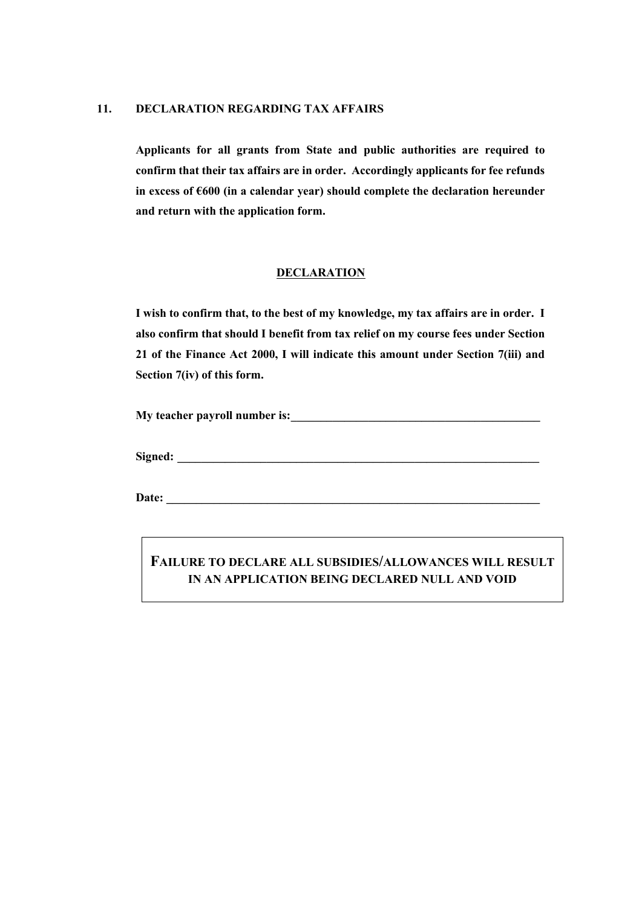## 11. DECLARATION REGARDING TAX AFFAIRS

**Applicants for all grants from State and public authorities are required to confirm that their tax affairs are in order. Accordingly applicants for fee refunds in excess of €600 (in a calendar year) should complete the declaration hereunder and return with the application form.**

### DECLARATION

**I wish to confirm that, to the best of my knowledge, my tax affairs are in order. I also confirm that should I benefit from tax relief on my course fees under Section 21 of the Finance Act 2000, I will indicate this amount under Section 7(iii) and Section 7(iv) of this form.**

**My teacher payroll number is:**\_\_\_\_\_\_\_\_\_\_\_\_\_\_\_\_\_\_\_\_\_\_\_\_\_\_\_\_\_\_\_\_\_\_\_\_\_\_\_\_\_\_\_\_

**Signed:** \_\_\_\_\_\_\_\_\_\_\_\_\_\_\_\_\_\_\_\_\_\_\_\_\_\_\_\_\_\_\_\_\_\_\_\_\_\_\_\_\_\_\_\_\_\_\_\_\_\_\_\_\_\_\_\_\_\_\_\_\_\_

**Date:** \_\_\_\_\_\_\_\_\_\_\_\_\_\_\_\_\_\_\_\_\_\_\_\_\_\_\_\_\_\_\_\_\_\_\_\_\_\_\_\_\_\_\_\_\_\_\_\_\_\_\_\_\_\_\_\_\_\_\_\_\_\_\_\_\_

**FAILURE TO DECLARE ALL SUBSIDIES/ALLOWANCES WILL RESULT IN AN APPLICATION BEING DECLARED NULL AND VOID**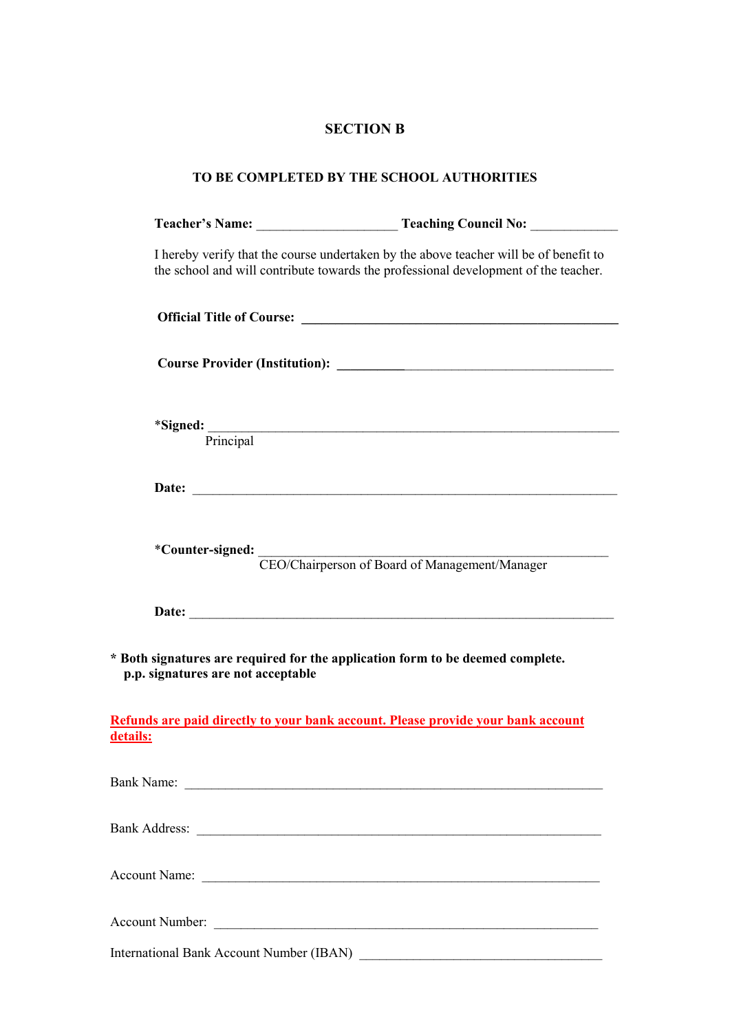## SECTION B

### TO BE COMPLETED BY THE SCHOOL AUTHORITIES

**Teacher's Name:** ____________________ **Teaching Council No:** ____________

I hereby verify that the course undertaken by the above teacher will be of benefit to the school and will contribute towards the professional development of the teacher.

**Official Title of Course:** ____________________________________________

**Course Provider (Institution):** ______________________________________

***Signed:** ____________________________________________________________
Principal

**Date:** ______________________________________________________________

***Counter-signed:** _____________________________________________________
CEO/Chairperson of Board of Management/Manager

**Date:** ______________________________________________________________

**\* Both signatures are required for the application form to be deemed complete.
p.p. signatures are not acceptable**

**<u>Refunds are paid directly to your bank account. Please provide your bank account details:</u>**

Bank Name: ___________________________________________________________

Bank Address: _________________________________________________________

Account Name: ________________________________________________________

Account Number: ______________________________________________________

International Bank Account Number (IBAN) __________________________________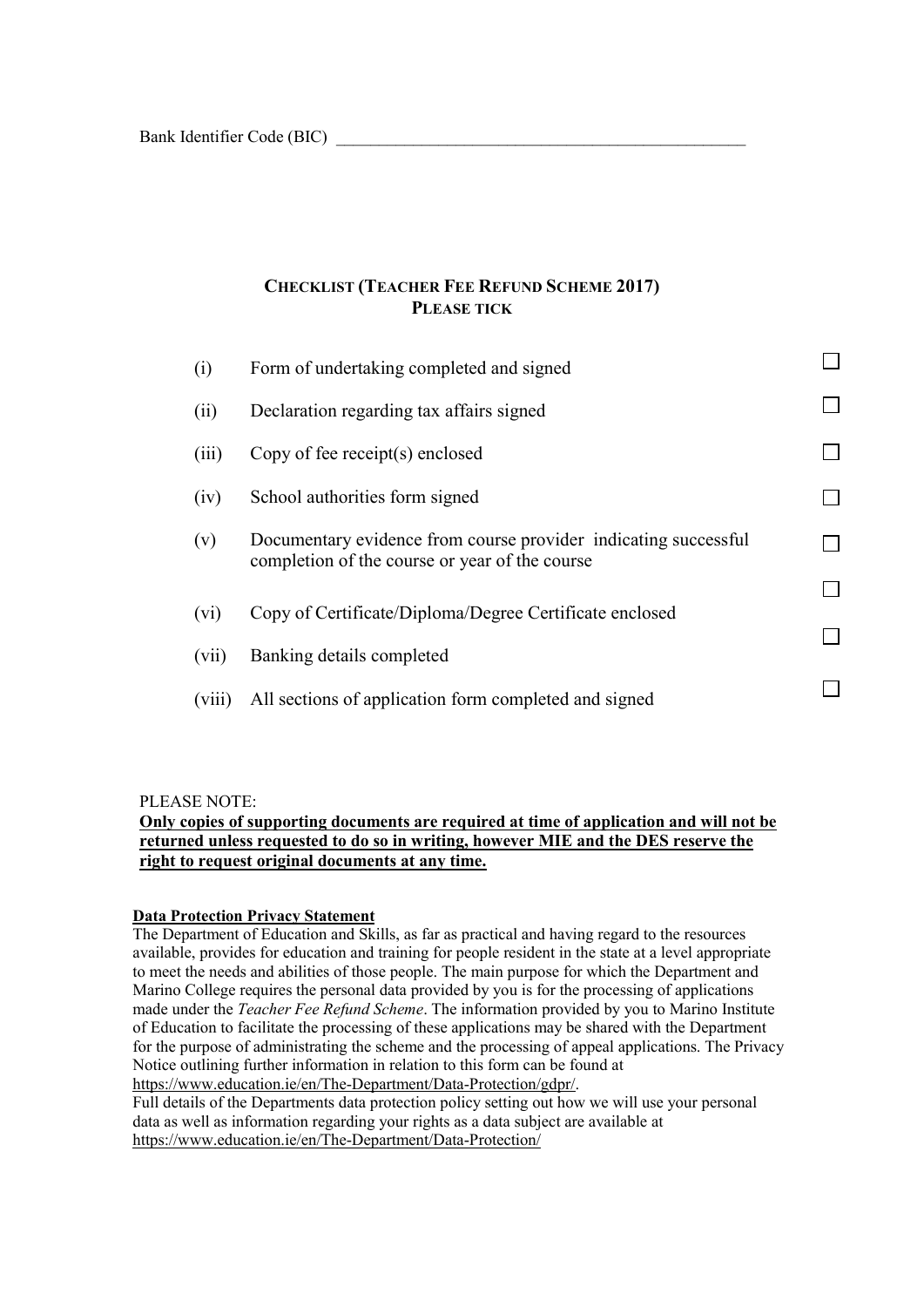Bank Identifier Code (BIC) ___________________________________________________

## CHECKLIST (TEACHER FEE REFUND SCHEME 2017)
## PLEASE TICK

| | | |
|---|---|---|
| (i) | Form of undertaking completed and signed | ☐ |
| (ii) | Declaration regarding tax affairs signed | ☐ |
| (iii) | Copy of fee receipt(s) enclosed | ☐ |
| (iv) | School authorities form signed | ☐ |
| (v) | Documentary evidence from course provider indicating successful completion of the course or year of the course | ☐ |
| (vi) | Copy of Certificate/Diploma/Degree Certificate enclosed | ☐ |
| (vii) | Banking details completed | ☐ |
| (viii) | All sections of application form completed and signed | ☐ |

PLEASE NOTE:

**Only copies of supporting documents are required at time of application and will not be returned unless requested to do so in writing, however MIE and the DES reserve the right to request original documents at any time.**

**Data Protection Privacy Statement**

The Department of Education and Skills, as far as practical and having regard to the resources available, provides for education and training for people resident in the state at a level appropriate to meet the needs and abilities of those people. The main purpose for which the Department and Marino College requires the personal data provided by you is for the processing of applications made under the *Teacher Fee Refund Scheme*. The information provided by you to Marino Institute of Education to facilitate the processing of these applications may be shared with the Department for the purpose of administrating the scheme and the processing of appeal applications. The Privacy Notice outlining further information in relation to this form can be found at https://www.education.ie/en/The-Department/Data-Protection/gdpr/.

Full details of the Departments data protection policy setting out how we will use your personal data as well as information regarding your rights as a data subject are available at https://www.education.ie/en/The-Department/Data-Protection/